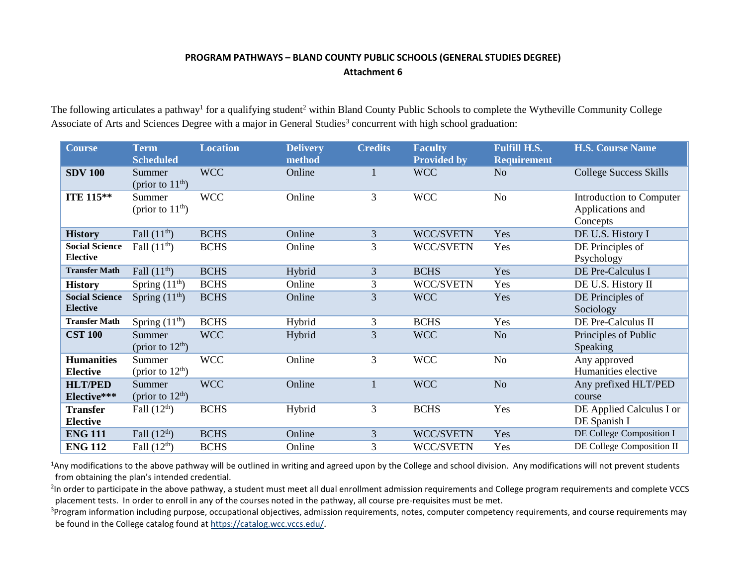# PROGRAM PATHWAYS – BLAND COUNTY PUBLIC SCHOOLS (GENERAL STUDIES DEGREE)

## Attachment 6

The following articulates a pathway[1] for a qualifying student[2] within Bland County Public Schools to complete the Wytheville Community College Associate of Arts and Sciences Degree with a major in General Studies[3] concurrent with high school graduation:

| Course | Term Scheduled | Location | Delivery method | Credits | Faculty Provided by | Fulfill H.S. Requirement | H.S. Course Name |
|---|---|---|---|---|---|---|---|
| **SDV 100** | Summer (prior to 11th) | WCC | Online | 1 | WCC | No | College Success Skills |
| **ITE 115**** | Summer (prior to 11th) | WCC | Online | 3 | WCC | No | Introduction to Computer Applications and Concepts |
| **History** | Fall (11th) | BCHS | Online | 3 | WCC/SVETN | Yes | DE U.S. History I |
| **Social Science Elective** | Fall (11th) | BCHS | Online | 3 | WCC/SVETN | Yes | DE Principles of Psychology |
| **Transfer Math** | Fall (11th) | BCHS | Hybrid | 3 | BCHS | Yes | DE Pre-Calculus I |
| **History** | Spring (11th) | BCHS | Online | 3 | WCC/SVETN | Yes | DE U.S. History II |
| **Social Science Elective** | Spring (11th) | BCHS | Online | 3 | WCC | Yes | DE Principles of Sociology |
| **Transfer Math** | Spring (11th) | BCHS | Hybrid | 3 | BCHS | Yes | DE Pre-Calculus II |
| **CST 100** | Summer (prior to 12th) | WCC | Hybrid | 3 | WCC | No | Principles of Public Speaking |
| **Humanities Elective** | Summer (prior to 12th) | WCC | Online | 3 | WCC | No | Any approved Humanities elective |
| **HLT/PED Elective***** | Summer (prior to 12th) | WCC | Online | 1 | WCC | No | Any prefixed HLT/PED course |
| **Transfer Elective** | Fall (12th) | BCHS | Hybrid | 3 | BCHS | Yes | DE Applied Calculus I or DE Spanish I |
| **ENG 111** | Fall (12th) | BCHS | Online | 3 | WCC/SVETN | Yes | DE College Composition I |
| **ENG 112** | Fall (12th) | BCHS | Online | 3 | WCC/SVETN | Yes | DE College Composition II |

[1]Any modifications to the above pathway will be outlined in writing and agreed upon by the College and school division. Any modifications will not prevent students from obtaining the plan's intended credential.

[2]In order to participate in the above pathway, a student must meet all dual enrollment admission requirements and College program requirements and complete VCCS placement tests. In order to enroll in any of the courses noted in the pathway, all course pre-requisites must be met.

[3]Program information including purpose, occupational objectives, admission requirements, notes, computer competency requirements, and course requirements may be found in the College catalog found at https://catalog.wcc.vccs.edu/.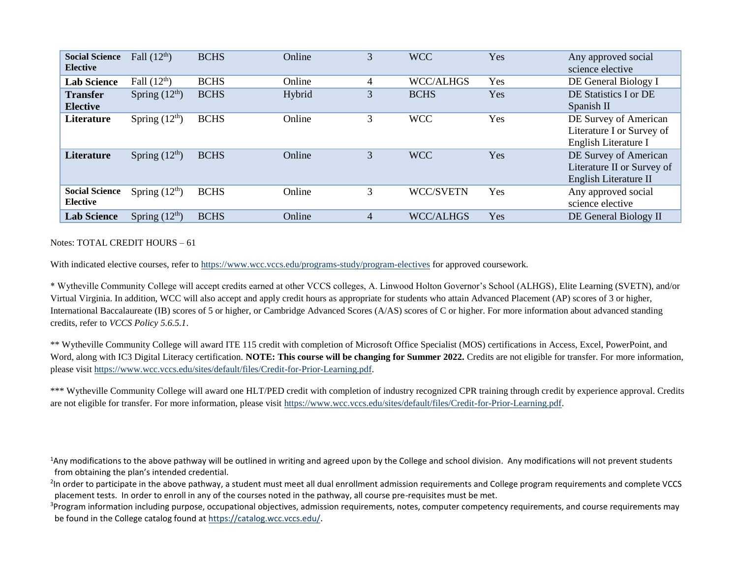| | | | | | | | |
|---|---|---|---|---|---|---|---|
| **Social Science Elective** | Fall (12th) | BCHS | Online | 3 | WCC | Yes | Any approved social science elective |
| **Lab Science** | Fall (12th) | BCHS | Online | 4 | WCC/ALHGS | Yes | DE General Biology I |
| **Transfer Elective** | Spring (12th) | BCHS | Hybrid | 3 | BCHS | Yes | DE Statistics I or DE Spanish II |
| **Literature** | Spring (12th) | BCHS | Online | 3 | WCC | Yes | DE Survey of American Literature I or Survey of English Literature I |
| **Literature** | Spring (12th) | BCHS | Online | 3 | WCC | Yes | DE Survey of American Literature II or Survey of English Literature II |
| **Social Science Elective** | Spring (12th) | BCHS | Online | 3 | WCC/SVETN | Yes | Any approved social science elective |
| **Lab Science** | Spring (12th) | BCHS | Online | 4 | WCC/ALHGS | Yes | DE General Biology II |

Notes: TOTAL CREDIT HOURS – 61

With indicated elective courses, refer to https://www.wcc.vccs.edu/programs-study/program-electives for approved coursework.

* Wytheville Community College will accept credits earned at other VCCS colleges, A. Linwood Holton Governor's School (ALHGS), Elite Learning (SVETN), and/or Virtual Virginia. In addition, WCC will also accept and apply credit hours as appropriate for students who attain Advanced Placement (AP) scores of 3 or higher, International Baccalaureate (IB) scores of 5 or higher, or Cambridge Advanced Scores (A/AS) scores of C or higher. For more information about advanced standing credits, refer to *VCCS Policy 5.6.5.1*.

** Wytheville Community College will award ITE 115 credit with completion of Microsoft Office Specialist (MOS) certifications in Access, Excel, PowerPoint, and Word, along with IC3 Digital Literacy certification. **NOTE: This course will be changing for Summer 2022.** Credits are not eligible for transfer. For more information, please visit https://www.wcc.vccs.edu/sites/default/files/Credit-for-Prior-Learning.pdf.

*** Wytheville Community College will award one HLT/PED credit with completion of industry recognized CPR training through credit by experience approval. Credits are not eligible for transfer. For more information, please visit https://www.wcc.vccs.edu/sites/default/files/Credit-for-Prior-Learning.pdf.

[1]Any modifications to the above pathway will be outlined in writing and agreed upon by the College and school division. Any modifications will not prevent students from obtaining the plan's intended credential.

[2]In order to participate in the above pathway, a student must meet all dual enrollment admission requirements and College program requirements and complete VCCS placement tests. In order to enroll in any of the courses noted in the pathway, all course pre-requisites must be met.

[3]Program information including purpose, occupational objectives, admission requirements, notes, computer competency requirements, and course requirements may be found in the College catalog found at https://catalog.wcc.vccs.edu/.